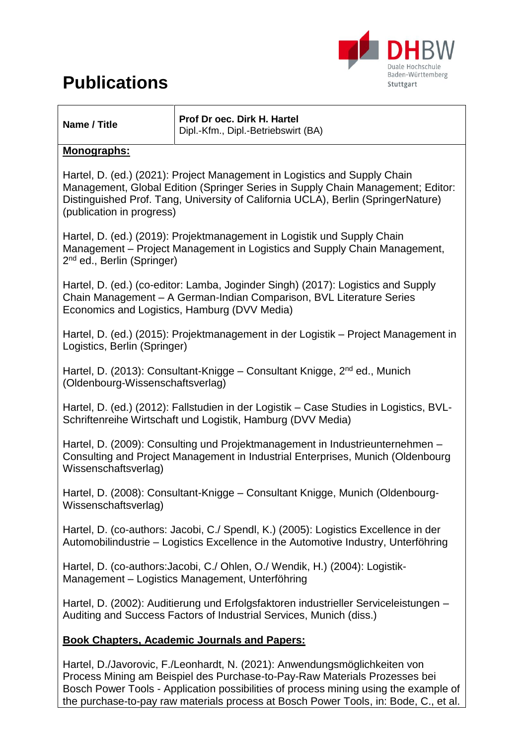# Publications

| Name / Title | **Prof Dr oec. Dirk H. Hartel**<br>Dipl.-Kfm., Dipl.-Betriebswirt (BA) |
|---|---|

**Monographs:**

Hartel, D. (ed.) (2021): Project Management in Logistics and Supply Chain Management, Global Edition (Springer Series in Supply Chain Management; Editor: Distinguished Prof. Tang, University of California UCLA), Berlin (SpringerNature) (publication in progress)

Hartel, D. (ed.) (2019): Projektmanagement in Logistik und Supply Chain Management – Project Management in Logistics and Supply Chain Management, 2nd ed., Berlin (Springer)

Hartel, D. (ed.) (co-editor: Lamba, Joginder Singh) (2017): Logistics and Supply Chain Management – A German-Indian Comparison, BVL Literature Series Economics and Logistics, Hamburg (DVV Media)

Hartel, D. (ed.) (2015): Projektmanagement in der Logistik – Project Management in Logistics, Berlin (Springer)

Hartel, D. (2013): Consultant-Knigge – Consultant Knigge, 2nd ed., Munich (Oldenbourg-Wissenschaftsverlag)

Hartel, D. (ed.) (2012): Fallstudien in der Logistik – Case Studies in Logistics, BVL-Schriftenreihe Wirtschaft und Logistik, Hamburg (DVV Media)

Hartel, D. (2009): Consulting und Projektmanagement in Industrieunternehmen – Consulting and Project Management in Industrial Enterprises, Munich (Oldenbourg Wissenschaftsverlag)

Hartel, D. (2008): Consultant-Knigge – Consultant Knigge, Munich (Oldenbourg-Wissenschaftsverlag)

Hartel, D. (co-authors: Jacobi, C./ Spendl, K.) (2005): Logistics Excellence in der Automobilindustrie – Logistics Excellence in the Automotive Industry, Unterföhring

Hartel, D. (co-authors:Jacobi, C./ Ohlen, O./ Wendik, H.) (2004): Logistik-Management – Logistics Management, Unterföhring

Hartel, D. (2002): Auditierung und Erfolgsfaktoren industrieller Serviceleistungen – Auditing and Success Factors of Industrial Services, Munich (diss.)

**Book Chapters, Academic Journals and Papers:**

Hartel, D./Javorovic, F./Leonhardt, N. (2021): Anwendungsmöglichkeiten von Process Mining am Beispiel des Purchase-to-Pay-Raw Materials Prozesses bei Bosch Power Tools - Application possibilities of process mining using the example of the purchase-to-pay raw materials process at Bosch Power Tools, in: Bode, C., et al.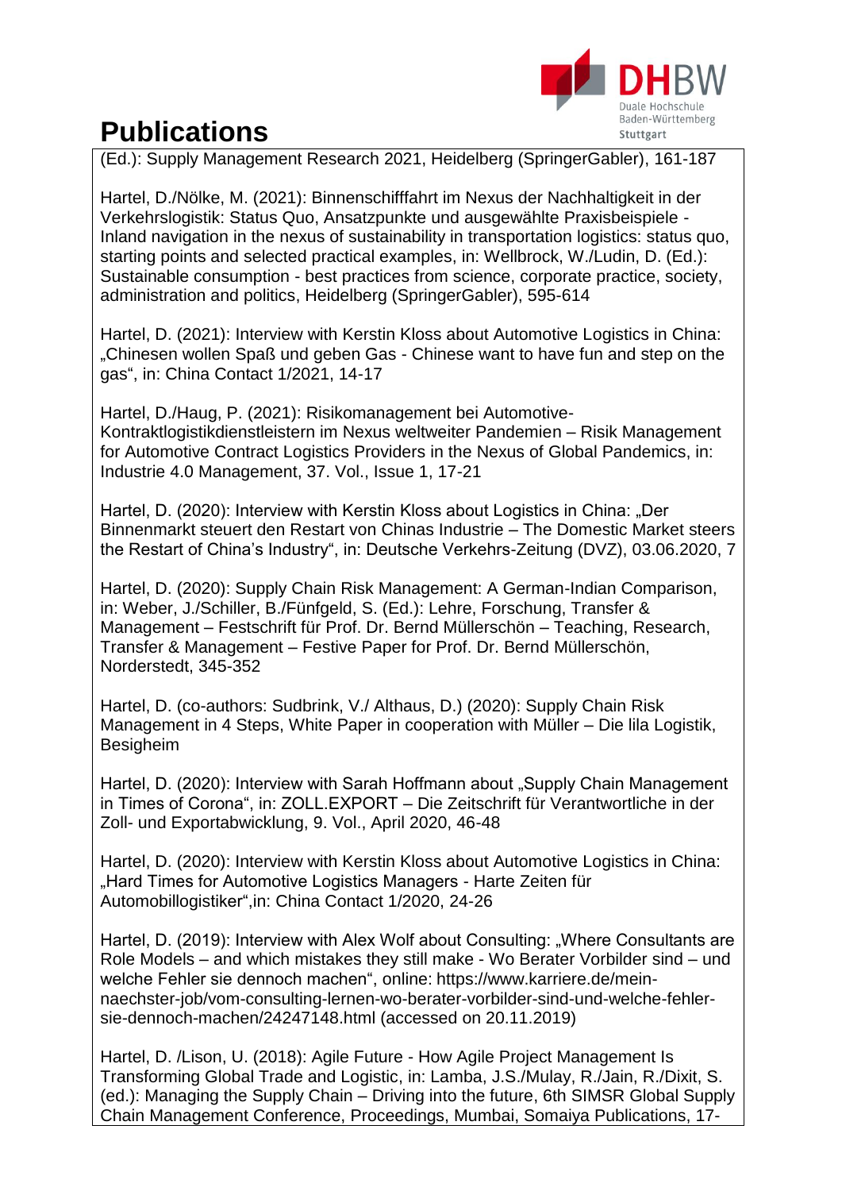# Publications

(Ed.): Supply Management Research 2021, Heidelberg (SpringerGabler), 161-187

Hartel, D./Nölke, M. (2021): Binnenschifffahrt im Nexus der Nachhaltigkeit in der Verkehrslogistik: Status Quo, Ansatzpunkte und ausgewählte Praxisbeispiele - Inland navigation in the nexus of sustainability in transportation logistics: status quo, starting points and selected practical examples, in: Wellbrock, W./Ludin, D. (Ed.): Sustainable consumption - best practices from science, corporate practice, society, administration and politics, Heidelberg (SpringerGabler), 595-614

Hartel, D. (2021): Interview with Kerstin Kloss about Automotive Logistics in China: „Chinesen wollen Spaß und geben Gas - Chinese want to have fun and step on the gas", in: China Contact 1/2021, 14-17

Hartel, D./Haug, P. (2021): Risikomanagement bei Automotive-Kontraktlogistikdienstleistern im Nexus weltweiter Pandemien – Risik Management for Automotive Contract Logistics Providers in the Nexus of Global Pandemics, in: Industrie 4.0 Management, 37. Vol., Issue 1, 17-21

Hartel, D. (2020): Interview with Kerstin Kloss about Logistics in China: „Der Binnenmarkt steuert den Restart von Chinas Industrie – The Domestic Market steers the Restart of China's Industry", in: Deutsche Verkehrs-Zeitung (DVZ), 03.06.2020, 7

Hartel, D. (2020): Supply Chain Risk Management: A German-Indian Comparison, in: Weber, J./Schiller, B./Fünfgeld, S. (Ed.): Lehre, Forschung, Transfer & Management – Festschrift für Prof. Dr. Bernd Müllerschön – Teaching, Research, Transfer & Management – Festive Paper for Prof. Dr. Bernd Müllerschön, Norderstedt, 345-352

Hartel, D. (co-authors: Sudbrink, V./ Althaus, D.) (2020): Supply Chain Risk Management in 4 Steps, White Paper in cooperation with Müller – Die lila Logistik, Besigheim

Hartel, D. (2020): Interview with Sarah Hoffmann about „Supply Chain Management in Times of Corona", in: ZOLL.EXPORT – Die Zeitschrift für Verantwortliche in der Zoll- und Exportabwicklung, 9. Vol., April 2020, 46-48

Hartel, D. (2020): Interview with Kerstin Kloss about Automotive Logistics in China: „Hard Times for Automotive Logistics Managers - Harte Zeiten für Automobillogistiker",in: China Contact 1/2020, 24-26

Hartel, D. (2019): Interview with Alex Wolf about Consulting: „Where Consultants are Role Models – and which mistakes they still make - Wo Berater Vorbilder sind – und welche Fehler sie dennoch machen", online: https://www.karriere.de/mein-naechster-job/vom-consulting-lernen-wo-berater-vorbilder-sind-und-welche-fehler-sie-dennoch-machen/24247148.html (accessed on 20.11.2019)

Hartel, D. /Lison, U. (2018): Agile Future - How Agile Project Management Is Transforming Global Trade and Logistic, in: Lamba, J.S./Mulay, R./Jain, R./Dixit, S. (ed.): Managing the Supply Chain – Driving into the future, 6th SIMSR Global Supply Chain Management Conference, Proceedings, Mumbai, Somaiya Publications, 17-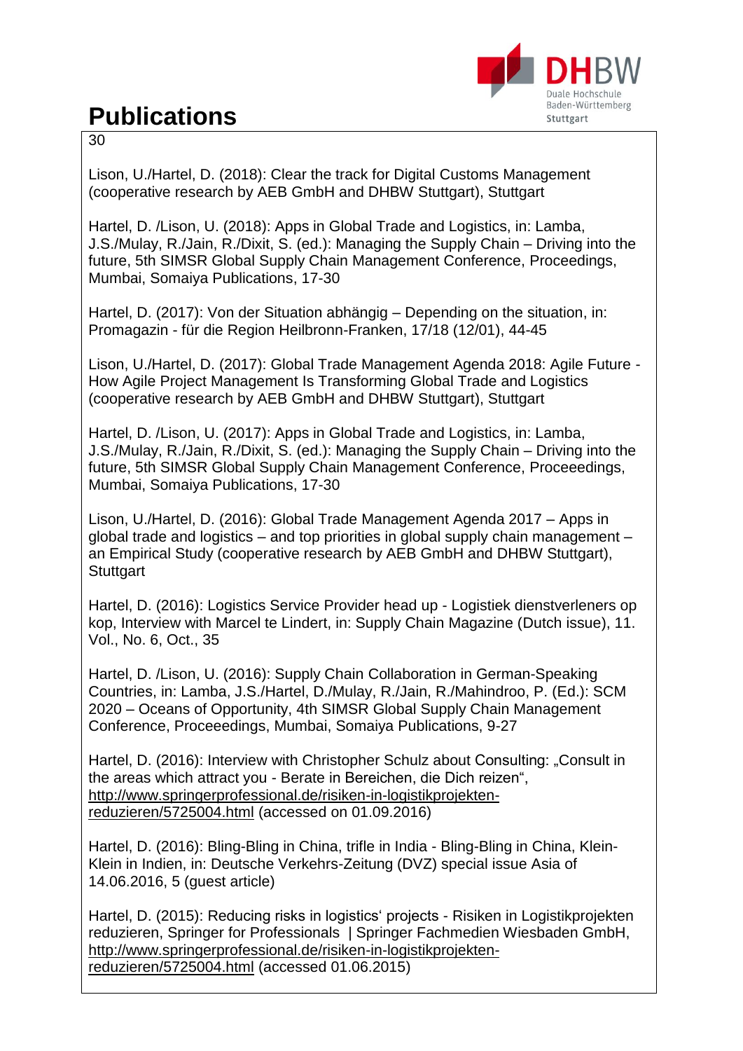# Publications

30

Lison, U./Hartel, D. (2018): Clear the track for Digital Customs Management (cooperative research by AEB GmbH and DHBW Stuttgart), Stuttgart

Hartel, D. /Lison, U. (2018): Apps in Global Trade and Logistics, in: Lamba, J.S./Mulay, R./Jain, R./Dixit, S. (ed.): Managing the Supply Chain – Driving into the future, 5th SIMSR Global Supply Chain Management Conference, Proceedings, Mumbai, Somaiya Publications, 17-30

Hartel, D. (2017): Von der Situation abhängig – Depending on the situation, in: Promagazin - für die Region Heilbronn-Franken, 17/18 (12/01), 44-45

Lison, U./Hartel, D. (2017): Global Trade Management Agenda 2018: Agile Future - How Agile Project Management Is Transforming Global Trade and Logistics (cooperative research by AEB GmbH and DHBW Stuttgart), Stuttgart

Hartel, D. /Lison, U. (2017): Apps in Global Trade and Logistics, in: Lamba, J.S./Mulay, R./Jain, R./Dixit, S. (ed.): Managing the Supply Chain – Driving into the future, 5th SIMSR Global Supply Chain Management Conference, Proceeedings, Mumbai, Somaiya Publications, 17-30

Lison, U./Hartel, D. (2016): Global Trade Management Agenda 2017 – Apps in global trade and logistics – and top priorities in global supply chain management – an Empirical Study (cooperative research by AEB GmbH and DHBW Stuttgart), Stuttgart

Hartel, D. (2016): Logistics Service Provider head up - Logistiek dienstverleners op kop, Interview with Marcel te Lindert, in: Supply Chain Magazine (Dutch issue), 11. Vol., No. 6, Oct., 35

Hartel, D. /Lison, U. (2016): Supply Chain Collaboration in German-Speaking Countries, in: Lamba, J.S./Hartel, D./Mulay, R./Jain, R./Mahindroo, P. (Ed.): SCM 2020 – Oceans of Opportunity, 4th SIMSR Global Supply Chain Management Conference, Proceeedings, Mumbai, Somaiya Publications, 9-27

Hartel, D. (2016): Interview with Christopher Schulz about Consulting: „Consult in the areas which attract you - Berate in Bereichen, die Dich reizen", http://www.springerprofessional.de/risiken-in-logistikprojekten-reduzieren/5725004.html (accessed on 01.09.2016)

Hartel, D. (2016): Bling-Bling in China, trifle in India - Bling-Bling in China, Klein-Klein in Indien, in: Deutsche Verkehrs-Zeitung (DVZ) special issue Asia of 14.06.2016, 5 (guest article)

Hartel, D. (2015): Reducing risks in logistics' projects - Risiken in Logistikprojekten reduzieren, Springer for Professionals | Springer Fachmedien Wiesbaden GmbH, http://www.springerprofessional.de/risiken-in-logistikprojekten-reduzieren/5725004.html (accessed 01.06.2015)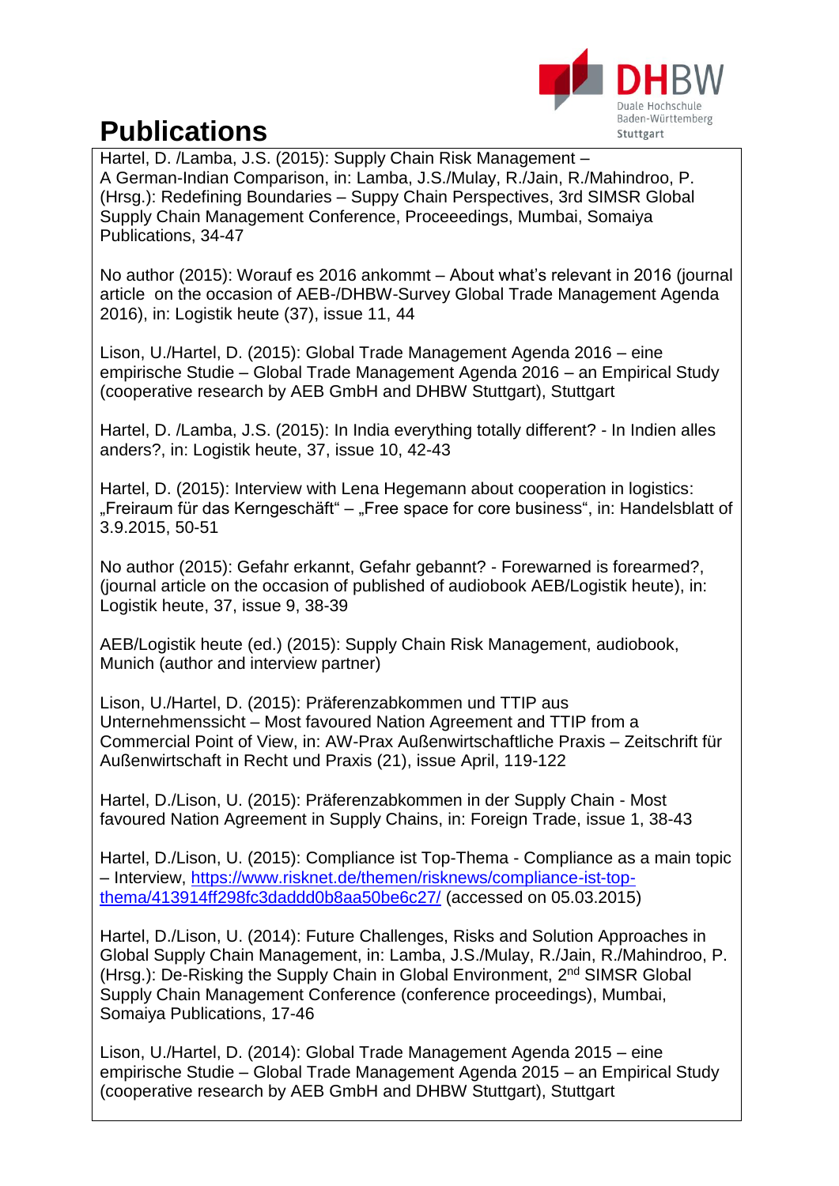# Publications

Hartel, D. /Lamba, J.S. (2015): Supply Chain Risk Management – A German-Indian Comparison, in: Lamba, J.S./Mulay, R./Jain, R./Mahindroo, P. (Hrsg.): Redefining Boundaries – Suppy Chain Perspectives, 3rd SIMSR Global Supply Chain Management Conference, Proceeedings, Mumbai, Somaiya Publications, 34-47

No author (2015): Worauf es 2016 ankommt – About what's relevant in 2016 (journal article on the occasion of AEB-/DHBW-Survey Global Trade Management Agenda 2016), in: Logistik heute (37), issue 11, 44

Lison, U./Hartel, D. (2015): Global Trade Management Agenda 2016 – eine empirische Studie – Global Trade Management Agenda 2016 – an Empirical Study (cooperative research by AEB GmbH and DHBW Stuttgart), Stuttgart

Hartel, D. /Lamba, J.S. (2015): In India everything totally different? - In Indien alles anders?, in: Logistik heute, 37, issue 10, 42-43

Hartel, D. (2015): Interview with Lena Hegemann about cooperation in logistics: „Freiraum für das Kerngeschäft" – „Free space for core business", in: Handelsblatt of 3.9.2015, 50-51

No author (2015): Gefahr erkannt, Gefahr gebannt? - Forewarned is forearmed?, (journal article on the occasion of published of audiobook AEB/Logistik heute), in: Logistik heute, 37, issue 9, 38-39

AEB/Logistik heute (ed.) (2015): Supply Chain Risk Management, audiobook, Munich (author and interview partner)

Lison, U./Hartel, D. (2015): Präferenzabkommen und TTIP aus Unternehmenssicht – Most favoured Nation Agreement and TTIP from a Commercial Point of View, in: AW-Prax Außenwirtschaftliche Praxis – Zeitschrift für Außenwirtschaft in Recht und Praxis (21), issue April, 119-122

Hartel, D./Lison, U. (2015): Präferenzabkommen in der Supply Chain - Most favoured Nation Agreement in Supply Chains, in: Foreign Trade, issue 1, 38-43

Hartel, D./Lison, U. (2015): Compliance ist Top-Thema - Compliance as a main topic – Interview, https://www.risknet.de/themen/risknews/compliance-ist-top-thema/413914ff298fc3daddd0b8aa50be6c27/ (accessed on 05.03.2015)

Hartel, D./Lison, U. (2014): Future Challenges, Risks and Solution Approaches in Global Supply Chain Management, in: Lamba, J.S./Mulay, R./Jain, R./Mahindroo, P. (Hrsg.): De-Risking the Supply Chain in Global Environment, 2nd SIMSR Global Supply Chain Management Conference (conference proceedings), Mumbai, Somaiya Publications, 17-46

Lison, U./Hartel, D. (2014): Global Trade Management Agenda 2015 – eine empirische Studie – Global Trade Management Agenda 2015 – an Empirical Study (cooperative research by AEB GmbH and DHBW Stuttgart), Stuttgart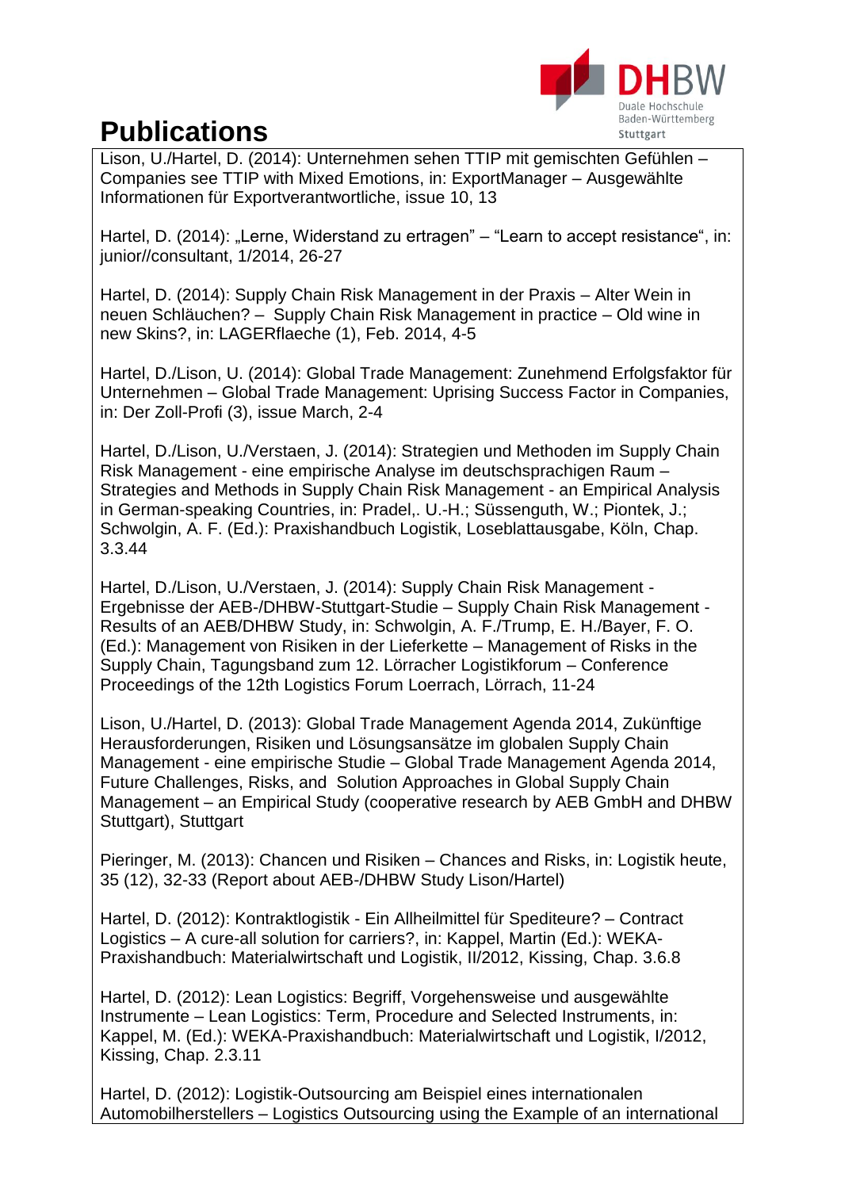# Publications

Lison, U./Hartel, D. (2014): Unternehmen sehen TTIP mit gemischten Gefühlen – Companies see TTIP with Mixed Emotions, in: ExportManager – Ausgewählte Informationen für Exportverantwortliche, issue 10, 13

Hartel, D. (2014): „Lerne, Widerstand zu ertragen" – "Learn to accept resistance", in: junior//consultant, 1/2014, 26-27

Hartel, D. (2014): Supply Chain Risk Management in der Praxis – Alter Wein in neuen Schläuchen? – Supply Chain Risk Management in practice – Old wine in new Skins?, in: LAGERflaeche (1), Feb. 2014, 4-5

Hartel, D./Lison, U. (2014): Global Trade Management: Zunehmend Erfolgsfaktor für Unternehmen – Global Trade Management: Uprising Success Factor in Companies, in: Der Zoll-Profi (3), issue March, 2-4

Hartel, D./Lison, U./Verstaen, J. (2014): Strategien und Methoden im Supply Chain Risk Management - eine empirische Analyse im deutschsprachigen Raum – Strategies and Methods in Supply Chain Risk Management - an Empirical Analysis in German-speaking Countries, in: Pradel,. U.-H.; Süssenguth, W.; Piontek, J.; Schwolgin, A. F. (Ed.): Praxishandbuch Logistik, Loseblattausgabe, Köln, Chap. 3.3.44

Hartel, D./Lison, U./Verstaen, J. (2014): Supply Chain Risk Management - Ergebnisse der AEB-/DHBW-Stuttgart-Studie – Supply Chain Risk Management - Results of an AEB/DHBW Study, in: Schwolgin, A. F./Trump, E. H./Bayer, F. O. (Ed.): Management von Risiken in der Lieferkette – Management of Risks in the Supply Chain, Tagungsband zum 12. Lörracher Logistikforum – Conference Proceedings of the 12th Logistics Forum Loerrach, Lörrach, 11-24

Lison, U./Hartel, D. (2013): Global Trade Management Agenda 2014, Zukünftige Herausforderungen, Risiken und Lösungsansätze im globalen Supply Chain Management - eine empirische Studie – Global Trade Management Agenda 2014, Future Challenges, Risks, and Solution Approaches in Global Supply Chain Management – an Empirical Study (cooperative research by AEB GmbH and DHBW Stuttgart), Stuttgart

Pieringer, M. (2013): Chancen und Risiken – Chances and Risks, in: Logistik heute, 35 (12), 32-33 (Report about AEB-/DHBW Study Lison/Hartel)

Hartel, D. (2012): Kontraktlogistik - Ein Allheilmittel für Spediteure? – Contract Logistics – A cure-all solution for carriers?, in: Kappel, Martin (Ed.): WEKA-Praxishandbuch: Materialwirtschaft und Logistik, II/2012, Kissing, Chap. 3.6.8

Hartel, D. (2012): Lean Logistics: Begriff, Vorgehensweise und ausgewählte Instrumente – Lean Logistics: Term, Procedure and Selected Instruments, in: Kappel, M. (Ed.): WEKA-Praxishandbuch: Materialwirtschaft und Logistik, I/2012, Kissing, Chap. 2.3.11

Hartel, D. (2012): Logistik-Outsourcing am Beispiel eines internationalen Automobilherstellers – Logistics Outsourcing using the Example of an international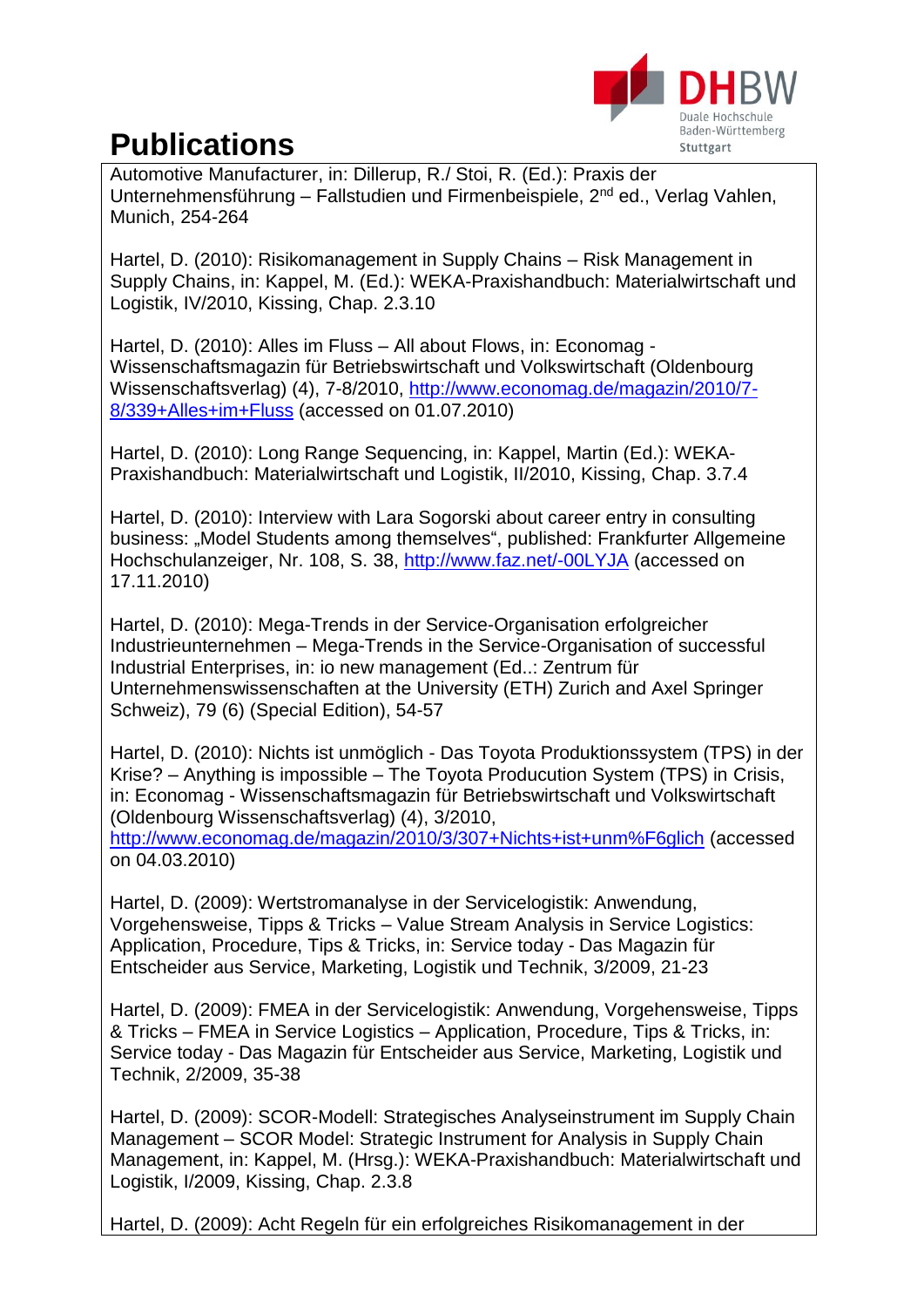# Publications

Automotive Manufacturer, in: Dillerup, R./ Stoi, R. (Ed.): Praxis der Unternehmensführung – Fallstudien und Firmenbeispiele, 2nd ed., Verlag Vahlen, Munich, 254-264

Hartel, D. (2010): Risikomanagement in Supply Chains – Risk Management in Supply Chains, in: Kappel, M. (Ed.): WEKA-Praxishandbuch: Materialwirtschaft und Logistik, IV/2010, Kissing, Chap. 2.3.10

Hartel, D. (2010): Alles im Fluss – All about Flows, in: Economag - Wissenschaftsmagazin für Betriebswirtschaft und Volkswirtschaft (Oldenbourg Wissenschaftsverlag) (4), 7-8/2010, http://www.economag.de/magazin/2010/7-8/339+Alles+im+Fluss (accessed on 01.07.2010)

Hartel, D. (2010): Long Range Sequencing, in: Kappel, Martin (Ed.): WEKA-Praxishandbuch: Materialwirtschaft und Logistik, II/2010, Kissing, Chap. 3.7.4

Hartel, D. (2010): Interview with Lara Sogorski about career entry in consulting business: „Model Students among themselves", published: Frankfurter Allgemeine Hochschulanzeiger, Nr. 108, S. 38, http://www.faz.net/-00LYJA (accessed on 17.11.2010)

Hartel, D. (2010): Mega-Trends in der Service-Organisation erfolgreicher Industrieunternehmen – Mega-Trends in the Service-Organisation of successful Industrial Enterprises, in: io new management (Ed..: Zentrum für Unternehmenswissenschaften at the University (ETH) Zurich and Axel Springer Schweiz), 79 (6) (Special Edition), 54-57

Hartel, D. (2010): Nichts ist unmöglich - Das Toyota Produktionssystem (TPS) in der Krise? – Anything is impossible – The Toyota Producution System (TPS) in Crisis, in: Economag - Wissenschaftsmagazin für Betriebswirtschaft und Volkswirtschaft (Oldenbourg Wissenschaftsverlag) (4), 3/2010, http://www.economag.de/magazin/2010/3/307+Nichts+ist+unm%F6glich (accessed on 04.03.2010)

Hartel, D. (2009): Wertstromanalyse in der Servicelogistik: Anwendung, Vorgehensweise, Tipps & Tricks – Value Stream Analysis in Service Logistics: Application, Procedure, Tips & Tricks, in: Service today - Das Magazin für Entscheider aus Service, Marketing, Logistik und Technik, 3/2009, 21-23

Hartel, D. (2009): FMEA in der Servicelogistik: Anwendung, Vorgehensweise, Tipps & Tricks – FMEA in Service Logistics – Application, Procedure, Tips & Tricks, in: Service today - Das Magazin für Entscheider aus Service, Marketing, Logistik und Technik, 2/2009, 35-38

Hartel, D. (2009): SCOR-Modell: Strategisches Analyseinstrument im Supply Chain Management – SCOR Model: Strategic Instrument for Analysis in Supply Chain Management, in: Kappel, M. (Hrsg.): WEKA-Praxishandbuch: Materialwirtschaft und Logistik, I/2009, Kissing, Chap. 2.3.8

Hartel, D. (2009): Acht Regeln für ein erfolgreiches Risikomanagement in der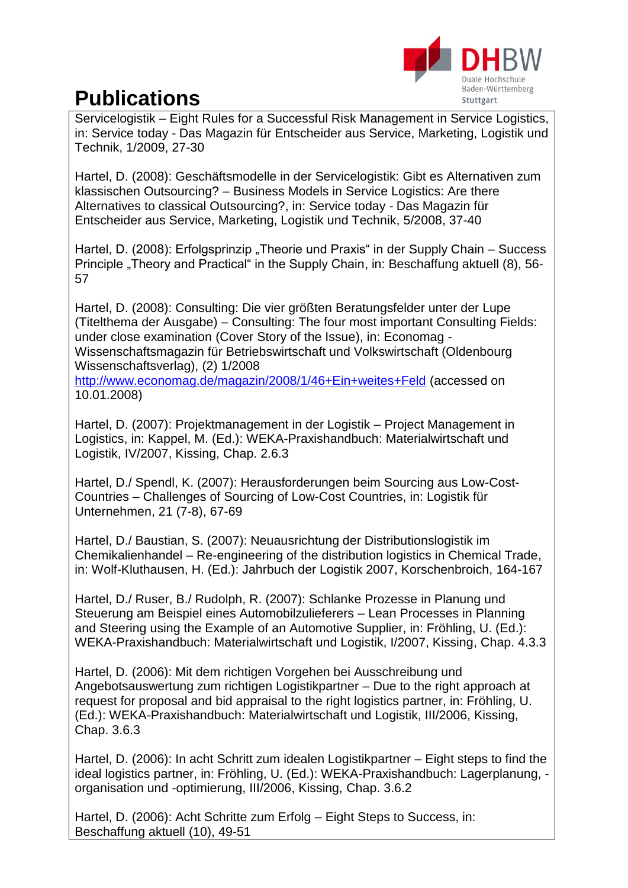# Publications

Servicelogistik – Eight Rules for a Successful Risk Management in Service Logistics, in: Service today - Das Magazin für Entscheider aus Service, Marketing, Logistik und Technik, 1/2009, 27-30

Hartel, D. (2008): Geschäftsmodelle in der Servicelogistik: Gibt es Alternativen zum klassischen Outsourcing? – Business Models in Service Logistics: Are there Alternatives to classical Outsourcing?, in: Service today - Das Magazin für Entscheider aus Service, Marketing, Logistik und Technik, 5/2008, 37-40

Hartel, D. (2008): Erfolgsprinzip „Theorie und Praxis" in der Supply Chain – Success Principle „Theory and Practical" in the Supply Chain, in: Beschaffung aktuell (8), 56-57

Hartel, D. (2008): Consulting: Die vier größten Beratungsfelder unter der Lupe (Titelthema der Ausgabe) – Consulting: The four most important Consulting Fields: under close examination (Cover Story of the Issue), in: Economag - Wissenschaftsmagazin für Betriebswirtschaft und Volkswirtschaft (Oldenbourg Wissenschaftsverlag), (2) 1/2008 http://www.economag.de/magazin/2008/1/46+Ein+weites+Feld (accessed on 10.01.2008)

Hartel, D. (2007): Projektmanagement in der Logistik – Project Management in Logistics, in: Kappel, M. (Ed.): WEKA-Praxishandbuch: Materialwirtschaft und Logistik, IV/2007, Kissing, Chap. 2.6.3

Hartel, D./ Spendl, K. (2007): Herausforderungen beim Sourcing aus Low-Cost-Countries – Challenges of Sourcing of Low-Cost Countries, in: Logistik für Unternehmen, 21 (7-8), 67-69

Hartel, D./ Baustian, S. (2007): Neuausrichtung der Distributionslogistik im Chemikalienhandel – Re-engineering of the distribution logistics in Chemical Trade, in: Wolf-Kluthausen, H. (Ed.): Jahrbuch der Logistik 2007, Korschenbroich, 164-167

Hartel, D./ Ruser, B./ Rudolph, R. (2007): Schlanke Prozesse in Planung und Steuerung am Beispiel eines Automobilzulieferers – Lean Processes in Planning and Steering using the Example of an Automotive Supplier, in: Fröhling, U. (Ed.): WEKA-Praxishandbuch: Materialwirtschaft und Logistik, I/2007, Kissing, Chap. 4.3.3

Hartel, D. (2006): Mit dem richtigen Vorgehen bei Ausschreibung und Angebotsauswertung zum richtigen Logistikpartner – Due to the right approach at request for proposal and bid appraisal to the right logistics partner, in: Fröhling, U. (Ed.): WEKA-Praxishandbuch: Materialwirtschaft und Logistik, III/2006, Kissing, Chap. 3.6.3

Hartel, D. (2006): In acht Schritt zum idealen Logistikpartner – Eight steps to find the ideal logistics partner, in: Fröhling, U. (Ed.): WEKA-Praxishandbuch: Lagerplanung, -organisation und -optimierung, III/2006, Kissing, Chap. 3.6.2

Hartel, D. (2006): Acht Schritte zum Erfolg – Eight Steps to Success, in: Beschaffung aktuell (10), 49-51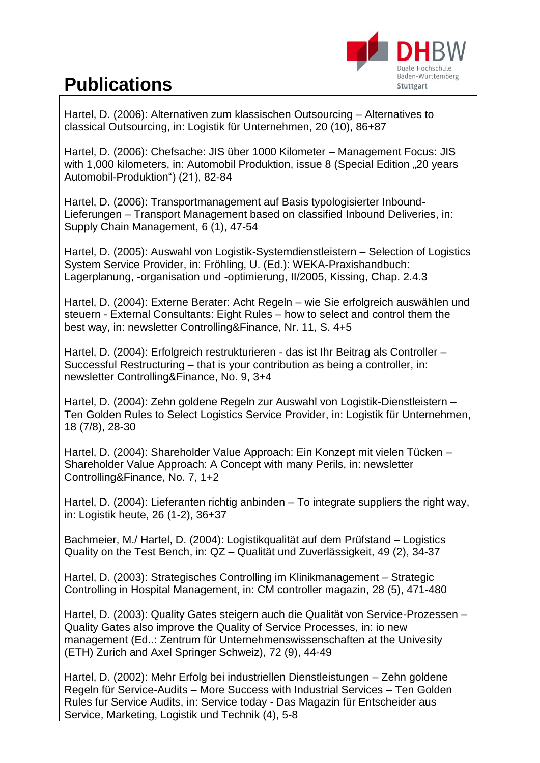# Publications

Hartel, D. (2006): Alternativen zum klassischen Outsourcing – Alternatives to classical Outsourcing, in: Logistik für Unternehmen, 20 (10), 86+87

Hartel, D. (2006): Chefsache: JIS über 1000 Kilometer – Management Focus: JIS with 1,000 kilometers, in: Automobil Produktion, issue 8 (Special Edition „20 years Automobil-Produktion") (21), 82-84

Hartel, D. (2006): Transportmanagement auf Basis typologisierter Inbound-Lieferungen – Transport Management based on classified Inbound Deliveries, in: Supply Chain Management, 6 (1), 47-54

Hartel, D. (2005): Auswahl von Logistik-Systemdienstleistern – Selection of Logistics System Service Provider, in: Fröhling, U. (Ed.): WEKA-Praxishandbuch: Lagerplanung, -organisation und -optimierung, II/2005, Kissing, Chap. 2.4.3

Hartel, D. (2004): Externe Berater: Acht Regeln – wie Sie erfolgreich auswählen und steuern - External Consultants: Eight Rules – how to select and control them the best way, in: newsletter Controlling&Finance, Nr. 11, S. 4+5

Hartel, D. (2004): Erfolgreich restrukturieren - das ist Ihr Beitrag als Controller – Successful Restructuring – that is your contribution as being a controller, in: newsletter Controlling&Finance, No. 9, 3+4

Hartel, D. (2004): Zehn goldene Regeln zur Auswahl von Logistik-Dienstleistern – Ten Golden Rules to Select Logistics Service Provider, in: Logistik für Unternehmen, 18 (7/8), 28-30

Hartel, D. (2004): Shareholder Value Approach: Ein Konzept mit vielen Tücken – Shareholder Value Approach: A Concept with many Perils, in: newsletter Controlling&Finance, No. 7, 1+2

Hartel, D. (2004): Lieferanten richtig anbinden – To integrate suppliers the right way, in: Logistik heute, 26 (1-2), 36+37

Bachmeier, M./ Hartel, D. (2004): Logistikqualität auf dem Prüfstand – Logistics Quality on the Test Bench, in: QZ – Qualität und Zuverlässigkeit, 49 (2), 34-37

Hartel, D. (2003): Strategisches Controlling im Klinikmanagement – Strategic Controlling in Hospital Management, in: CM controller magazin, 28 (5), 471-480

Hartel, D. (2003): Quality Gates steigern auch die Qualität von Service-Prozessen – Quality Gates also improve the Quality of Service Processes, in: io new management (Ed..: Zentrum für Unternehmenswissenschaften at the Univesity (ETH) Zurich and Axel Springer Schweiz), 72 (9), 44-49

Hartel, D. (2002): Mehr Erfolg bei industriellen Dienstleistungen – Zehn goldene Regeln für Service-Audits – More Success with Industrial Services – Ten Golden Rules fur Service Audits, in: Service today - Das Magazin für Entscheider aus Service, Marketing, Logistik und Technik (4), 5-8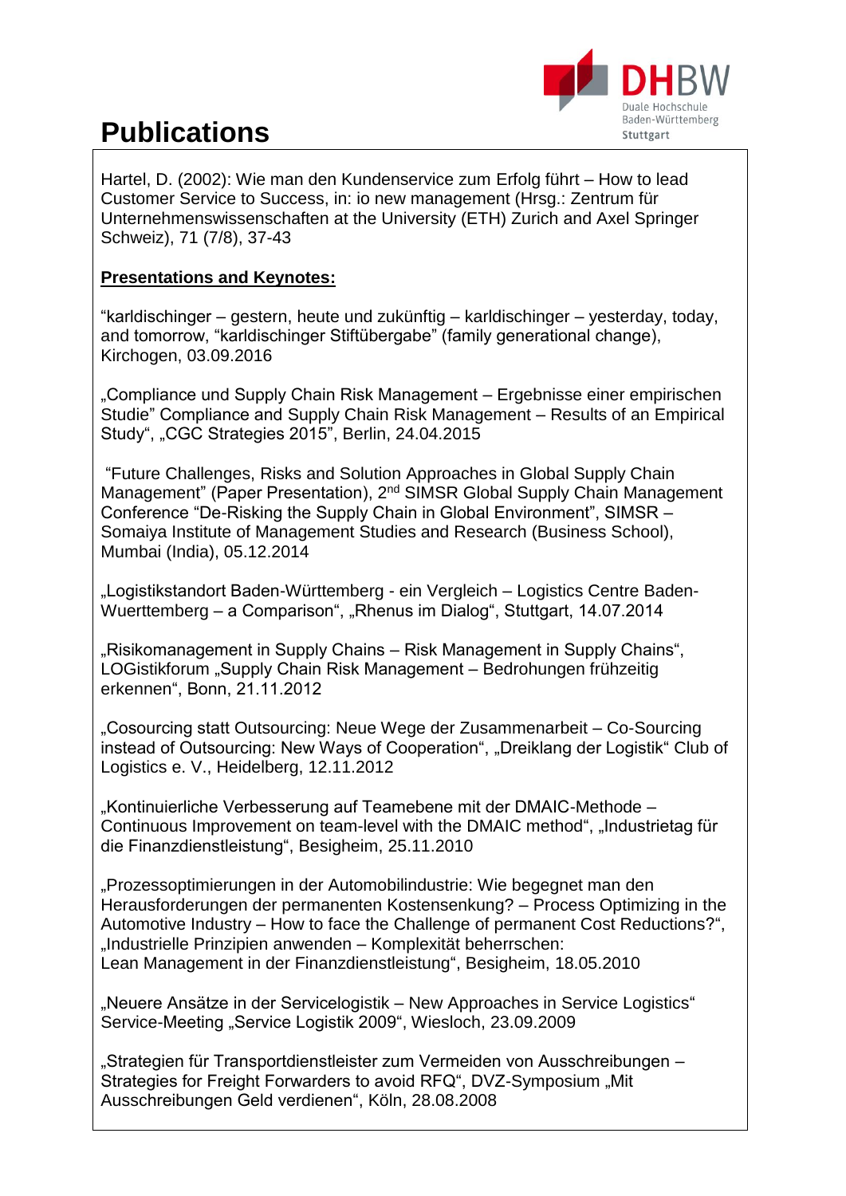# Publications

Hartel, D. (2002): Wie man den Kundenservice zum Erfolg führt – How to lead Customer Service to Success, in: io new management (Hrsg.: Zentrum für Unternehmenswissenschaften at the University (ETH) Zurich and Axel Springer Schweiz), 71 (7/8), 37-43

**Presentations and Keynotes:**

“karldischinger – gestern, heute und zukünftig – karldischinger – yesterday, today, and tomorrow, “karldischinger Stiftübergabe” (family generational change), Kirchogen, 03.09.2016

„Compliance und Supply Chain Risk Management – Ergebnisse einer empirischen Studie” Compliance and Supply Chain Risk Management – Results of an Empirical Study“, „CGC Strategies 2015“, Berlin, 24.04.2015

“Future Challenges, Risks and Solution Approaches in Global Supply Chain Management” (Paper Presentation), 2nd SIMSR Global Supply Chain Management Conference “De-Risking the Supply Chain in Global Environment”, SIMSR – Somaiya Institute of Management Studies and Research (Business School), Mumbai (India), 05.12.2014

„Logistikstandort Baden-Württemberg - ein Vergleich – Logistics Centre Baden-Wuerttemberg – a Comparison“, „Rhenus im Dialog“, Stuttgart, 14.07.2014

„Risikomanagement in Supply Chains – Risk Management in Supply Chains“, LOGistikforum „Supply Chain Risk Management – Bedrohungen frühzeitig erkennen“, Bonn, 21.11.2012

„Cosourcing statt Outsourcing: Neue Wege der Zusammenarbeit – Co-Sourcing instead of Outsourcing: New Ways of Cooperation“, „Dreiklang der Logistik“ Club of Logistics e. V., Heidelberg, 12.11.2012

„Kontinuierliche Verbesserung auf Teamebene mit der DMAIC-Methode – Continuous Improvement on team-level with the DMAIC method“, „Industrietag für die Finanzdienstleistung“, Besigheim, 25.11.2010

„Prozessoptimierungen in der Automobilindustrie: Wie begegnet man den Herausforderungen der permanenten Kostensenkung? – Process Optimizing in the Automotive Industry – How to face the Challenge of permanent Cost Reductions?“, „Industrielle Prinzipien anwenden – Komplexität beherrschen: Lean Management in der Finanzdienstleistung“, Besigheim, 18.05.2010

„Neuere Ansätze in der Servicelogistik – New Approaches in Service Logistics“ Service-Meeting „Service Logistik 2009“, Wiesloch, 23.09.2009

„Strategien für Transportdienstleister zum Vermeiden von Ausschreibungen – Strategies for Freight Forwarders to avoid RFQ“, DVZ-Symposium „Mit Ausschreibungen Geld verdienen“, Köln, 28.08.2008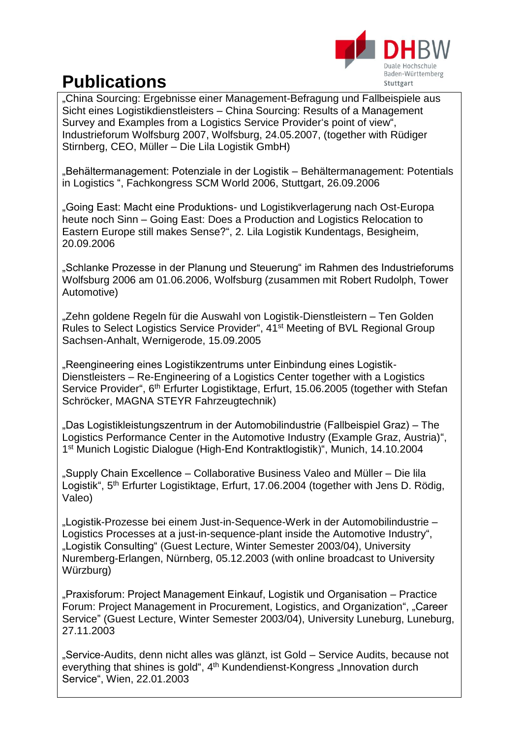# Publications

„China Sourcing: Ergebnisse einer Management-Befragung und Fallbeispiele aus Sicht eines Logistikdienstleisters – China Sourcing: Results of a Management Survey and Examples from a Logistics Service Provider's point of view", Industrieforum Wolfsburg 2007, Wolfsburg, 24.05.2007, (together with Rüdiger Stirnberg, CEO, Müller – Die Lila Logistik GmbH)

„Behältermanagement: Potenziale in der Logistik – Behältermanagement: Potentials in Logistics ", Fachkongress SCM World 2006, Stuttgart, 26.09.2006

„Going East: Macht eine Produktions- und Logistikverlagerung nach Ost-Europa heute noch Sinn – Going East: Does a Production and Logistics Relocation to Eastern Europe still makes Sense?", 2. Lila Logistik Kundentags, Besigheim, 20.09.2006

„Schlanke Prozesse in der Planung und Steuerung" im Rahmen des Industrieforums Wolfsburg 2006 am 01.06.2006, Wolfsburg (zusammen mit Robert Rudolph, Tower Automotive)

„Zehn goldene Regeln für die Auswahl von Logistik-Dienstleistern – Ten Golden Rules to Select Logistics Service Provider", 41st Meeting of BVL Regional Group Sachsen-Anhalt, Wernigerode, 15.09.2005

„Reengineering eines Logistikzentrums unter Einbindung eines Logistik-Dienstleisters – Re-Engineering of a Logistics Center together with a Logistics Service Provider", 6th Erfurter Logistiktage, Erfurt, 15.06.2005 (together with Stefan Schröcker, MAGNA STEYR Fahrzeugtechnik)

„Das Logistikleistungszentrum in der Automobilindustrie (Fallbeispiel Graz) – The Logistics Performance Center in the Automotive Industry (Example Graz, Austria)", 1st Munich Logistic Dialogue (High-End Kontraktlogistik)", Munich, 14.10.2004

„Supply Chain Excellence – Collaborative Business Valeo and Müller – Die lila Logistik", 5th Erfurter Logistiktage, Erfurt, 17.06.2004 (together with Jens D. Rödig, Valeo)

„Logistik-Prozesse bei einem Just-in-Sequence-Werk in der Automobilindustrie – Logistics Processes at a just-in-sequence-plant inside the Automotive Industry", „Logistik Consulting" (Guest Lecture, Winter Semester 2003/04), University Nuremberg-Erlangen, Nürnberg, 05.12.2003 (with online broadcast to University Würzburg)

„Praxisforum: Project Management Einkauf, Logistik und Organisation – Practice Forum: Project Management in Procurement, Logistics, and Organization", „Career Service" (Guest Lecture, Winter Semester 2003/04), University Luneburg, Luneburg, 27.11.2003

„Service-Audits, denn nicht alles was glänzt, ist Gold – Service Audits, because not everything that shines is gold", 4th Kundendienst-Kongress „Innovation durch Service", Wien, 22.01.2003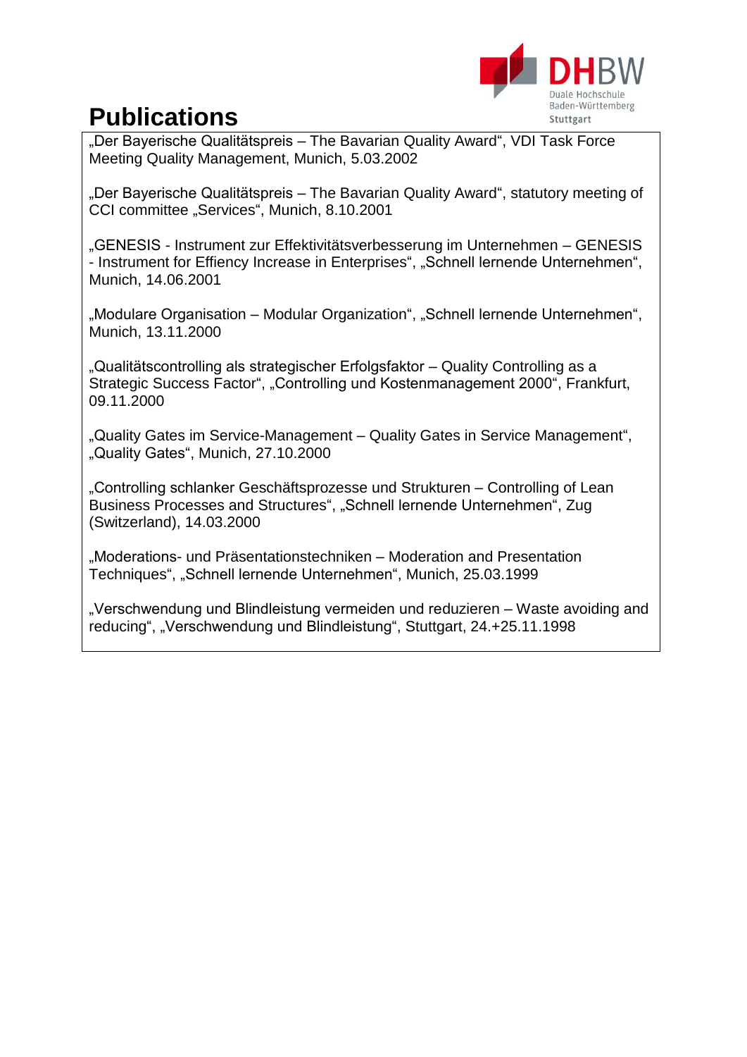# Publications

„Der Bayerische Qualitätspreis – The Bavarian Quality Award“, VDI Task Force Meeting Quality Management, Munich, 5.03.2002

„Der Bayerische Qualitätspreis – The Bavarian Quality Award“, statutory meeting of CCI committee „Services“, Munich, 8.10.2001

„GENESIS - Instrument zur Effektivitätsverbesserung im Unternehmen – GENESIS - Instrument for Effiency Increase in Enterprises“, „Schnell lernende Unternehmen“, Munich, 14.06.2001

„Modulare Organisation – Modular Organization“, „Schnell lernende Unternehmen“, Munich, 13.11.2000

„Qualitätscontrolling als strategischer Erfolgsfaktor – Quality Controlling as a Strategic Success Factor“, „Controlling und Kostenmanagement 2000“, Frankfurt, 09.11.2000

„Quality Gates im Service-Management – Quality Gates in Service Management“, „Quality Gates“, Munich, 27.10.2000

„Controlling schlanker Geschäftsprozesse und Strukturen – Controlling of Lean Business Processes and Structures“, „Schnell lernende Unternehmen“, Zug (Switzerland), 14.03.2000

„Moderations- und Präsentationstechniken – Moderation and Presentation Techniques“, „Schnell lernende Unternehmen“, Munich, 25.03.1999

„Verschwendung und Blindleistung vermeiden und reduzieren – Waste avoiding and reducing“, „Verschwendung und Blindleistung“, Stuttgart, 24.+25.11.1998